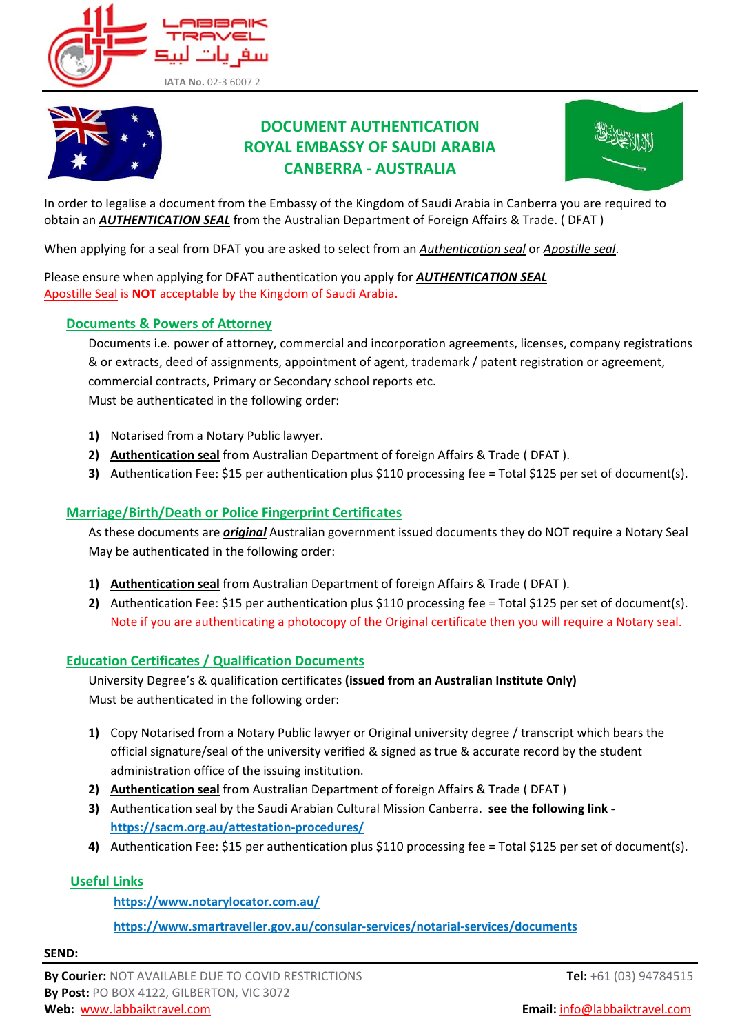LABBAIK TRAVEL

سفريات لبيك

**IATA No.** 02-3 6007 2

# DOCUMENT AUTHENTICATION
# ROYAL EMBASSY OF SAUDI ARABIA
# CANBERRA - AUSTRALIA

In order to legalise a document from the Embassy of the Kingdom of Saudi Arabia in Canberra you are required to obtain an ***AUTHENTICATION SEAL*** from the Australian Department of Foreign Affairs & Trade. ( DFAT )

When applying for a seal from DFAT you are asked to select from an *Authentication seal* or *Apostille seal*.

Please ensure when applying for DFAT authentication you apply for ***AUTHENTICATION SEAL***
Apostille Seal is **NOT** acceptable by the Kingdom of Saudi Arabia.

## Documents & Powers of Attorney

Documents i.e. power of attorney, commercial and incorporation agreements, licenses, company registrations & or extracts, deed of assignments, appointment of agent, trademark / patent registration or agreement, commercial contracts, Primary or Secondary school reports etc.
Must be authenticated in the following order:

1) Notarised from a Notary Public lawyer.
2) **Authentication seal** from Australian Department of foreign Affairs & Trade ( DFAT ).
3) Authentication Fee: $15 per authentication plus $110 processing fee = Total $125 per set of document(s).

## Marriage/Birth/Death or Police Fingerprint Certificates

As these documents are ***original*** Australian government issued documents they do NOT require a Notary Seal
May be authenticated in the following order:

1) **Authentication seal** from Australian Department of foreign Affairs & Trade ( DFAT ).
2) Authentication Fee: $15 per authentication plus $110 processing fee = Total $125 per set of document(s).
   Note if you are authenticating a photocopy of the Original certificate then you will require a Notary seal.

## Education Certificates / Qualification Documents

University Degree's & qualification certificates **(issued from an Australian Institute Only)**
Must be authenticated in the following order:

1) Copy Notarised from a Notary Public lawyer or Original university degree / transcript which bears the official signature/seal of the university verified & signed as true & accurate record by the student administration office of the issuing institution.
2) **Authentication seal** from Australian Department of foreign Affairs & Trade ( DFAT )
3) Authentication seal by the Saudi Arabian Cultural Mission Canberra. **see the following link -** **https://sacm.org.au/attestation-procedures/**
4) Authentication Fee: $15 per authentication plus $110 processing fee = Total $125 per set of document(s).

## Useful Links

**https://www.notarylocator.com.au/**

**https://www.smartraveller.gov.au/consular-services/notarial-services/documents**

**SEND:**

**By Courier:** NOT AVAILABLE DUE TO COVID RESTRICTIONS
**By Post:** PO BOX 4122, GILBERTON, VIC 3072
**Web:** www.labbaiktravel.com

**Tel:** +61 (03) 94784515
**Email:** info@labbaiktravel.com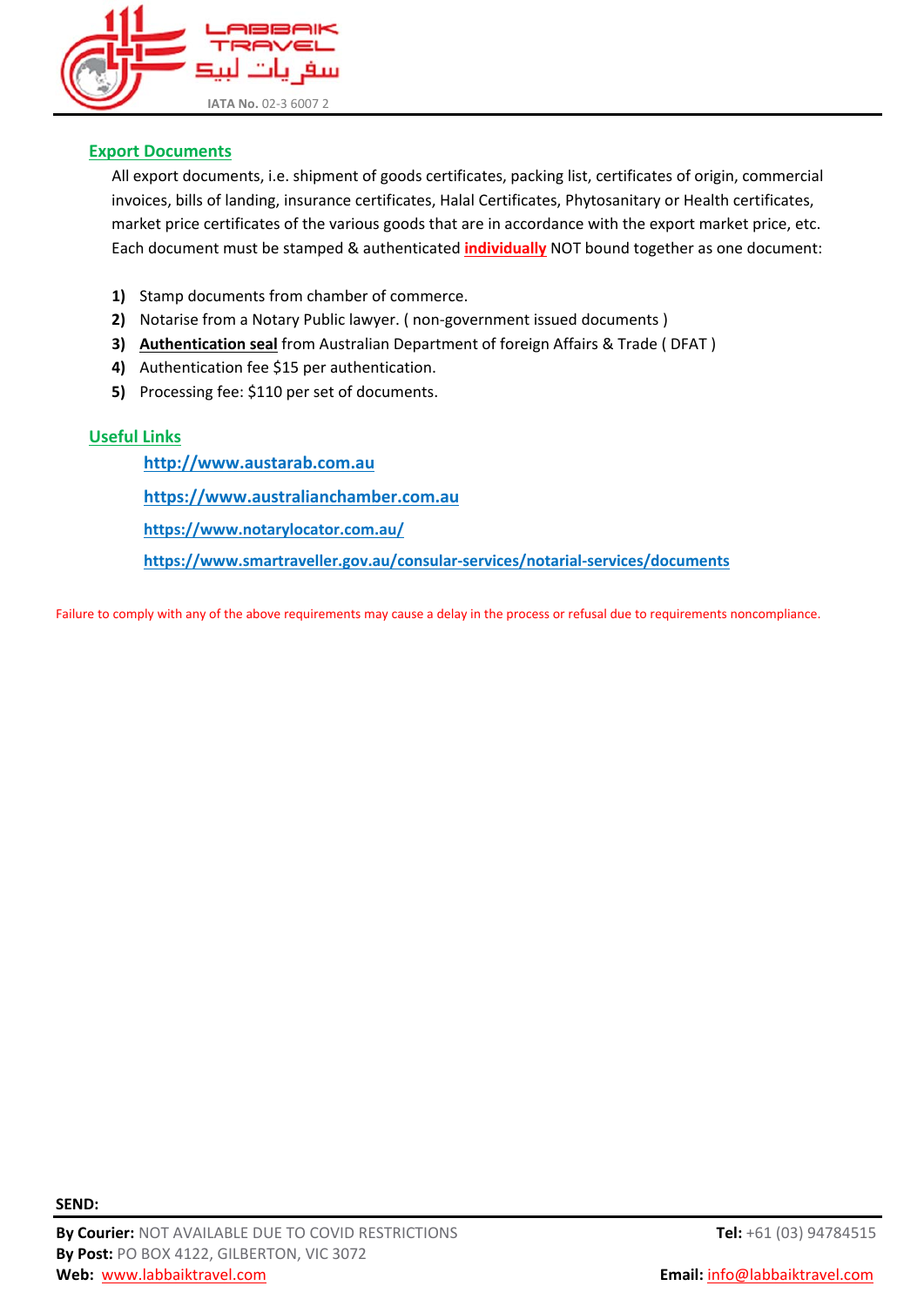## Export Documents

All export documents, i.e. shipment of goods certificates, packing list, certificates of origin, commercial invoices, bills of landing, insurance certificates, Halal Certificates, Phytosanitary or Health certificates, market price certificates of the various goods that are in accordance with the export market price, etc. Each document must be stamped & authenticated **individually** NOT bound together as one document:

1) Stamp documents from chamber of commerce.
2) Notarise from a Notary Public lawyer. ( non-government issued documents )
3) **Authentication seal** from Australian Department of foreign Affairs & Trade ( DFAT )
4) Authentication fee $15 per authentication.
5) Processing fee: $110 per set of documents.

## Useful Links

http://www.austarab.com.au

https://www.australianchamber.com.au

https://www.notarylocator.com.au/

https://www.smartraveller.gov.au/consular-services/notarial-services/documents

Failure to comply with any of the above requirements may cause a delay in the process or refusal due to requirements noncompliance.

**SEND:**

**By Courier:** NOT AVAILABLE DUE TO COVID RESTRICTIONS
**By Post:** PO BOX 4122, GILBERTON, VIC 3072
**Web:** www.labbaiktravel.com

**Tel:** +61 (03) 94784515
**Email:** info@labbaiktravel.com